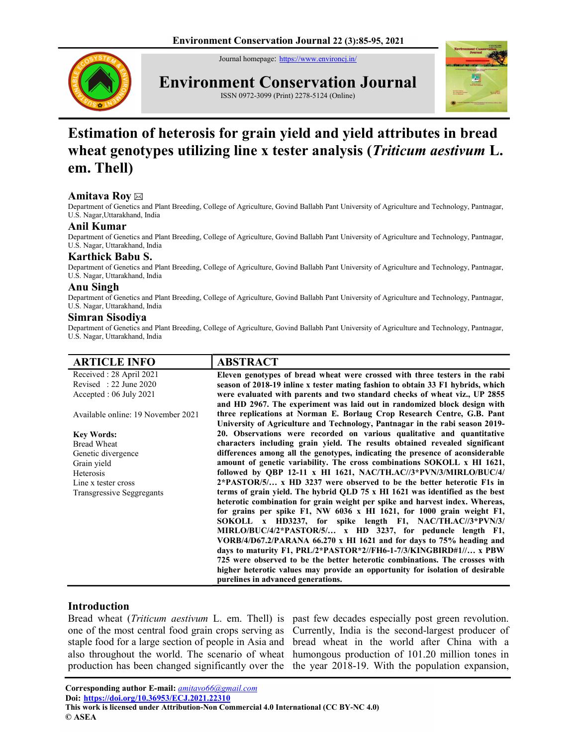Journal homepage: https://www.environcj.in/

# Environment Conservation Journal

ISSN 0972-3099 (Print) 2278-5124 (Online)

# Estimation of heterosis for grain yield and yield attributes in bread wheat genotypes utilizing line x tester analysis (*Triticum aestivum* L. em. Thell)

**Amitava Roy** ✉
Department of Genetics and Plant Breeding, College of Agriculture, Govind Ballabh Pant University of Agriculture and Technology, Pantnagar, U.S. Nagar,Uttarakhand, India

**Anil Kumar**
Department of Genetics and Plant Breeding, College of Agriculture, Govind Ballabh Pant University of Agriculture and Technology, Pantnagar, U.S. Nagar, Uttarakhand, India

**Karthick Babu S.**
Department of Genetics and Plant Breeding, College of Agriculture, Govind Ballabh Pant University of Agriculture and Technology, Pantnagar, U.S. Nagar, Uttarakhand, India

**Anu Singh**
Department of Genetics and Plant Breeding, College of Agriculture, Govind Ballabh Pant University of Agriculture and Technology, Pantnagar, U.S. Nagar, Uttarakhand, India

**Simran Sisodiya**
Department of Genetics and Plant Breeding, College of Agriculture, Govind Ballabh Pant University of Agriculture and Technology, Pantnagar, U.S. Nagar, Uttarakhand, India

## ARTICLE INFO

Received : 28 April 2021
Revised : 22 June 2020
Accepted : 06 July 2021

Available online: 19 November 2021

**Key Words:**
Bread Wheat
Genetic divergence
Grain yield
Heterosis
Line x tester cross
Transgressive Seggregants

## ABSTRACT

**Eleven genotypes of bread wheat were crossed with three testers in the rabi season of 2018-19 inline x tester mating fashion to obtain 33 F1 hybrids, which were evaluated with parents and two standard checks of wheat viz., UP 2855 and HD 2967. The experiment was laid out in randomized block design with three replications at Norman E. Borlaug Crop Research Centre, G.B. Pant University of Agriculture and Technology, Pantnagar in the rabi season 2019-20. Observations were recorded on various qualitative and quantitative characters including grain yield. The results obtained revealed significant differences among all the genotypes, indicating the presence of aconsiderable amount of genetic variability. The cross combinations SOKOLL x HI 1621, followed by QBP 12-11 x HI 1621, NAC/TH.AC//3*PVN/3/MIRLO/BUC/4/2*PASTOR/5/… x HD 3237 were observed to be the better heterotic F1s in terms of grain yield. The hybrid QLD 75 x HI 1621 was identified as the best heterotic combination for grain weight per spike and harvest index. Whereas, for grains per spike F1, NW 6036 x HI 1621, for 1000 grain weight F1, SOKOLL x HD3237, for spike length F1, NAC/TH.AC//3*PVN/3/MIRLO/BUC/4/2*PASTOR/5/… x HD 3237, for peduncle length F1, VORB/4/D67.2/PARANA 66.270 x HI 1621 and for days to 75% heading and days to maturity F1, PRL/2*PASTOR*2//FH6-1-7/3/KINGBIRD#1//… x PBW 725 were observed to be the better heterotic combinations. The crosses with higher heterotic values may provide an opportunity for isolation of desirable purelines in advanced generations.**

## Introduction

Bread wheat (*Triticum aestivum* L. em. Thell) is one of the most central food grain crops serving as staple food for a large section of people in Asia and also throughout the world. The scenario of wheat production has been changed significantly over the past few decades especially post green revolution. Currently, India is the second-largest producer of bread wheat in the world after China with a humongous production of 101.20 million tones in the year 2018-19. With the population expansion,

**Corresponding author E-mail:** amitavo66@gmail.com
**Doi:** https://doi.org/10.36953/ECJ.2021.22310
**This work is licensed under Attribution-Non Commercial 4.0 International (CC BY-NC 4.0)**
**© ASEA**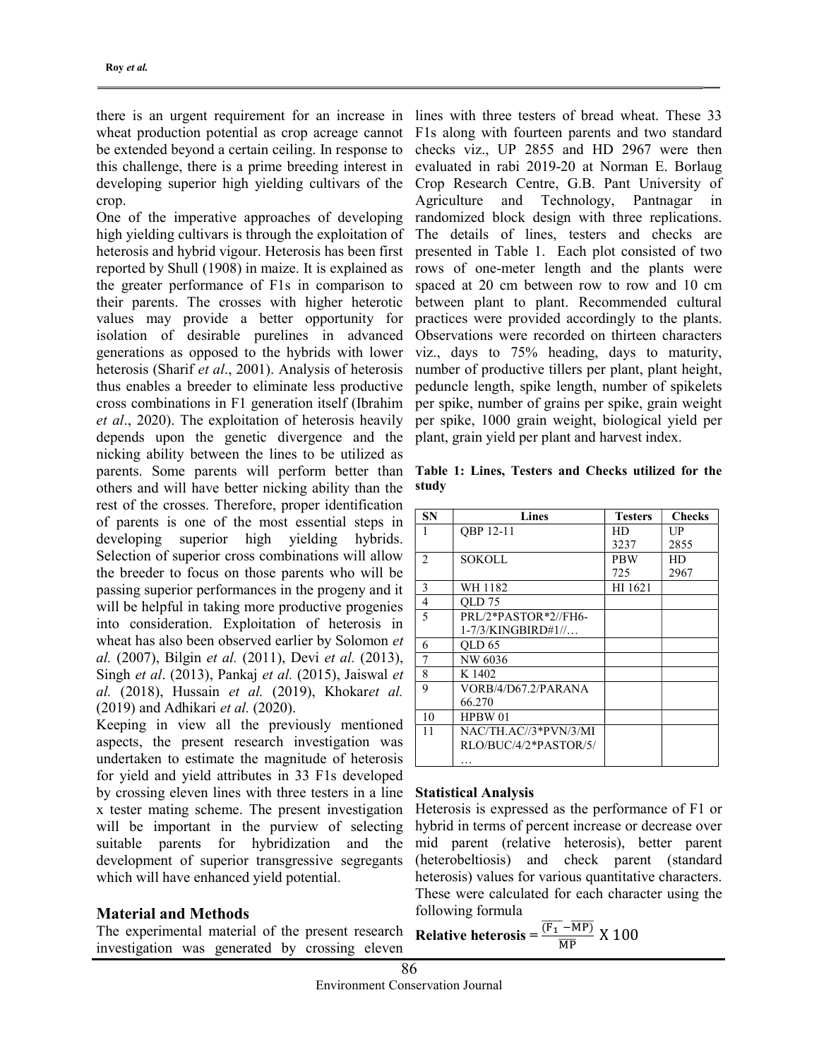there is an urgent requirement for an increase in wheat production potential as crop acreage cannot be extended beyond a certain ceiling. In response to this challenge, there is a prime breeding interest in developing superior high yielding cultivars of the crop.

One of the imperative approaches of developing high yielding cultivars is through the exploitation of heterosis and hybrid vigour. Heterosis has been first reported by Shull (1908) in maize. It is explained as the greater performance of F1s in comparison to their parents. The crosses with higher heterotic values may provide a better opportunity for isolation of desirable purelines in advanced generations as opposed to the hybrids with lower heterosis (Sharif *et al*., 2001). Analysis of heterosis thus enables a breeder to eliminate less productive cross combinations in F1 generation itself (Ibrahim *et al*., 2020). The exploitation of heterosis heavily depends upon the genetic divergence and the nicking ability between the lines to be utilized as parents. Some parents will perform better than others and will have better nicking ability than the rest of the crosses. Therefore, proper identification of parents is one of the most essential steps in developing superior high yielding hybrids. Selection of superior cross combinations will allow the breeder to focus on those parents who will be passing superior performances in the progeny and it will be helpful in taking more productive progenies into consideration. Exploitation of heterosis in wheat has also been observed earlier by Solomon *et al.* (2007), Bilgin *et al.* (2011), Devi *et al.* (2013), Singh *et al*. (2013), Pankaj *et al.* (2015), Jaiswal *et al.* (2018), Hussain *et al.* (2019), Khokar*et al.* (2019) and Adhikari *et al.* (2020).

Keeping in view all the previously mentioned aspects, the present research investigation was undertaken to estimate the magnitude of heterosis for yield and yield attributes in 33 F1s developed by crossing eleven lines with three testers in a line x tester mating scheme. The present investigation will be important in the purview of selecting suitable parents for hybridization and the development of superior transgressive segregants which will have enhanced yield potential.

## Material and Methods

The experimental material of the present research investigation was generated by crossing eleven lines with three testers of bread wheat. These 33 F1s along with fourteen parents and two standard checks viz., UP 2855 and HD 2967 were then evaluated in rabi 2019-20 at Norman E. Borlaug Crop Research Centre, G.B. Pant University of Agriculture and Technology, Pantnagar in randomized block design with three replications. The details of lines, testers and checks are presented in Table 1. Each plot consisted of two rows of one-meter length and the plants were spaced at 20 cm between row to row and 10 cm between plant to plant. Recommended cultural practices were provided accordingly to the plants. Observations were recorded on thirteen characters viz., days to 75% heading, days to maturity, number of productive tillers per plant, plant height, peduncle length, spike length, number of spikelets per spike, number of grains per spike, grain weight per spike, 1000 grain weight, biological yield per plant, grain yield per plant and harvest index.

**Table 1: Lines, Testers and Checks utilized for the study**

| SN | Lines | Testers | Checks |
|---|---|---|---|
| 1 | QBP 12-11 | HD 3237 | UP 2855 |
| 2 | SOKOLL | PBW 725 | HD 2967 |
| 3 | WH 1182 | HI 1621 | |
| 4 | QLD 75 | | |
| 5 | PRL/2*PASTOR*2//FH6-1-7/3/KINGBIRD#1//… | | |
| 6 | QLD 65 | | |
| 7 | NW 6036 | | |
| 8 | K 1402 | | |
| 9 | VORB/4/D67.2/PARANA 66.270 | | |
| 10 | HPBW 01 | | |
| 11 | NAC/TH.AC//3*PVN/3/MIRLO/BUC/4/2*PASTOR/5/… | | |

### Statistical Analysis

Heterosis is expressed as the performance of F1 or hybrid in terms of percent increase or decrease over mid parent (relative heterosis), better parent (heterobeltiosis) and check parent (standard heterosis) values for various quantitative characters. These were calculated for each character using the following formula

$$\textbf{Relative heterosis} = \frac{(\overline{F_1} - \overline{MP})}{\overline{MP}} \times 100$$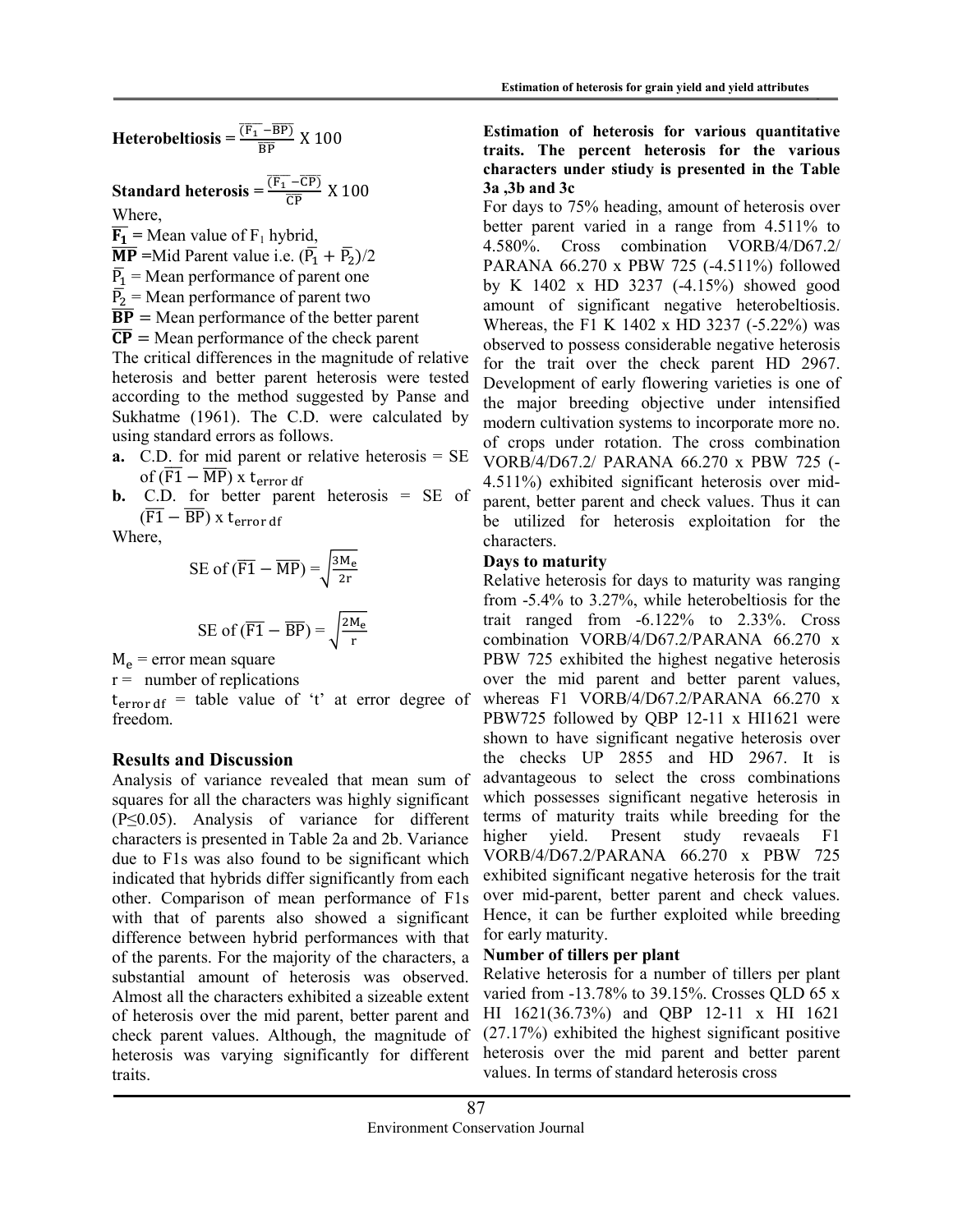**Heterobeltiosis** = $\frac{(\overline{F_1} - \overline{BP})}{\overline{BP}} \times 100$

**Standard heterosis** = $\frac{(\overline{F_1} - \overline{CP})}{\overline{CP}} \times 100$

Where,

$\overline{F_1}$ = Mean value of $F_1$ hybrid,

$\overline{MP}$ =Mid Parent value i.e. $(\overline{P_1} + \overline{P_2})/2$

$\overline{P_1}$ = Mean performance of parent one

$\overline{P_2}$ = Mean performance of parent two

$\overline{BP}$ = Mean performance of the better parent

$\overline{CP}$ = Mean performance of the check parent

The critical differences in the magnitude of relative heterosis and better parent heterosis were tested according to the method suggested by Panse and Sukhatme (1961). The C.D. were calculated by using standard errors as follows.

- **a.** C.D. for mid parent or relative heterosis = SE of $(\overline{F1} - \overline{MP})$ x $t_{error\ df}$
- **b.** C.D. for better parent heterosis = SE of $(\overline{F1} - \overline{BP})$ x $t_{error\ df}$

Where,

$$\text{SE of } (\overline{F1} - \overline{MP}) = \sqrt{\frac{3M_e}{2r}}$$

$$\text{SE of } (\overline{F1} - \overline{BP}) = \sqrt{\frac{2M_e}{r}}$$

$M_e$ = error mean square

r = number of replications

$t_{error\ df}$ = table value of 't' at error degree of freedom.

## Results and Discussion

Analysis of variance revealed that mean sum of squares for all the characters was highly significant (P≤0.05). Analysis of variance for different characters is presented in Table 2a and 2b. Variance due to F1s was also found to be significant which indicated that hybrids differ significantly from each other. Comparison of mean performance of F1s with that of parents also showed a significant difference between hybrid performances with that of the parents. For the majority of the characters, a substantial amount of heterosis was observed. Almost all the characters exhibited a sizeable extent of heterosis over the mid parent, better parent and check parent values. Although, the magnitude of heterosis was varying significantly for different traits.

**Estimation of heterosis for various quantitative traits. The percent heterosis for the various characters under stiudy is presented in the Table 3a ,3b and 3c**

For days to 75% heading, amount of heterosis over better parent varied in a range from 4.511% to 4.580%. Cross combination VORB/4/D67.2/ PARANA 66.270 x PBW 725 (-4.511%) followed by K 1402 x HD 3237 (-4.15%) showed good amount of significant negative heterobeltiosis. Whereas, the F1 K 1402 x HD 3237 (-5.22%) was observed to possess considerable negative heterosis for the trait over the check parent HD 2967. Development of early flowering varieties is one of the major breeding objective under intensified modern cultivation systems to incorporate more no. of crops under rotation. The cross combination VORB/4/D67.2/ PARANA 66.270 x PBW 725 (-4.511%) exhibited significant heterosis over mid-parent, better parent and check values. Thus it can be utilized for heterosis exploitation for the characters.

**Days to maturity**

Relative heterosis for days to maturity was ranging from -5.4% to 3.27%, while heterobeltiosis for the trait ranged from -6.122% to 2.33%. Cross combination VORB/4/D67.2/PARANA 66.270 x PBW 725 exhibited the highest negative heterosis over the mid parent and better parent values, whereas F1 VORB/4/D67.2/PARANA 66.270 x PBW725 followed by QBP 12-11 x HI1621 were shown to have significant negative heterosis over the checks UP 2855 and HD 2967. It is advantageous to select the cross combinations which possesses significant negative heterosis in terms of maturity traits while breeding for the higher yield. Present study revaeals F1 VORB/4/D67.2/PARANA 66.270 x PBW 725 exhibited significant negative heterosis for the trait over mid-parent, better parent and check values. Hence, it can be further exploited while breeding for early maturity.

**Number of tillers per plant**

Relative heterosis for a number of tillers per plant varied from -13.78% to 39.15%. Crosses QLD 65 x HI 1621(36.73%) and QBP 12-11 x HI 1621 (27.17%) exhibited the highest significant positive heterosis over the mid parent and better parent values. In terms of standard heterosis cross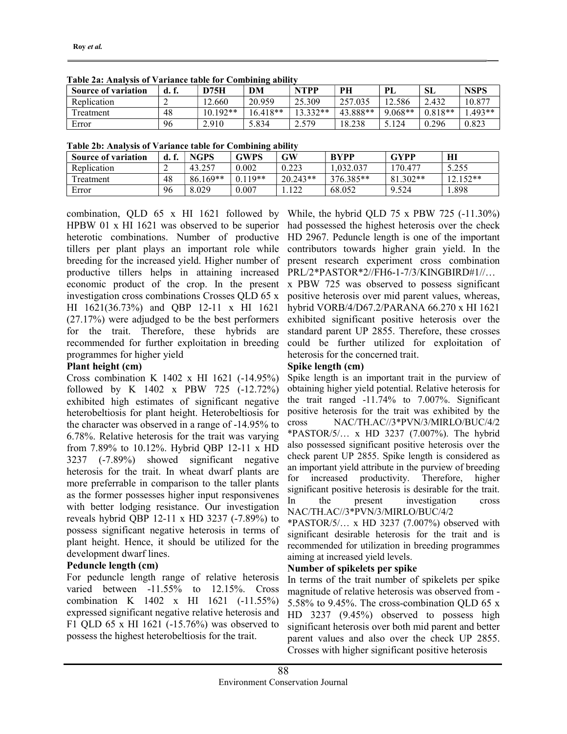**Table 2a: Analysis of Variance table for Combining ability**

| Source of variation | d. f. | D75H | DM | NTPP | PH | PL | SL | NSPS |
|---|---|---|---|---|---|---|---|---|
| Replication | 2 | 12.660 | 20.959 | 25.309 | 257.035 | 12.586 | 2.432 | 10.877 |
| Treatment | 48 | 10.192** | 16.418** | 13.332** | 43.888** | 9.068** | 0.818** | 1.493** |
| Error | 96 | 2.910 | 5.834 | 2.579 | 18.238 | 5.124 | 0.296 | 0.823 |

**Table 2b: Analysis of Variance table for Combining ability**

| Source of variation | d. f. | NGPS | GWPS | GW | BYPP | GYPP | HI |
|---|---|---|---|---|---|---|---|
| Replication | 2 | 43.257 | 0.002 | 0.223 | 1,032.037 | 170.477 | 5.255 |
| Treatment | 48 | 86.169** | 0.119** | 20.243** | 376.385** | 81.302** | 12.152** |
| Error | 96 | 8.029 | 0.007 | 1.122 | 68.052 | 9.524 | 1.898 |

combination, QLD 65 x HI 1621 followed by HPBW 01 x HI 1621 was observed to be superior heterotic combinations. Number of productive tillers per plant plays an important role while breeding for the increased yield. Higher number of productive tillers helps in attaining increased economic product of the crop. In the present investigation cross combinations Crosses QLD 65 x HI 1621(36.73%) and QBP 12-11 x HI 1621 (27.17%) were adjudged to be the best performers for the trait. Therefore, these hybrids are recommended for further exploitation in breeding programmes for higher yield

**Plant height (cm)**

Cross combination K 1402 x HI 1621 (-14.95%) followed by K 1402 x PBW 725 (-12.72%) exhibited high estimates of significant negative heterobeltiosis for plant height. Heterobeltiosis for the character was observed in a range of -14.95% to 6.78%. Relative heterosis for the trait was varying from 7.89% to 10.12%. Hybrid QBP 12-11 x HD 3237 (-7.89%) showed significant negative heterosis for the trait. In wheat dwarf plants are more preferrable in comparison to the taller plants as the former possesses higher input responsivenes with better lodging resistance. Our investigation reveals hybrid QBP 12-11 x HD 3237 (-7.89%) to possess significant negative heterosis in terms of plant height. Hence, it should be utilized for the development dwarf lines.

**Peduncle length (cm)**

For peduncle length range of relative heterosis varied between -11.55% to 12.15%. Cross combination K 1402 x HI 1621 (-11.55%) expressed significant negative relative heterosis and F1 QLD 65 x HI 1621 (-15.76%) was observed to possess the highest heterobeltiosis for the trait. While, the hybrid QLD 75 x PBW 725 (-11.30%) had possessed the highest heterosis over the check HD 2967. Peduncle length is one of the important contributors towards higher grain yield. In the present research experiment cross combination PRL/2*PASTOR*2//FH6-1-7/3/KINGBIRD#1//… x PBW 725 was observed to possess significant positive heterosis over mid parent values, whereas, hybrid VORB/4/D67.2/PARANA 66.270 x HI 1621 exhibited significant positive heterosis over the standard parent UP 2855. Therefore, these crosses could be further utilized for exploitation of heterosis for the concerned trait.

**Spike length (cm)**

Spike length is an important trait in the purview of obtaining higher yield potential. Relative heterosis for the trait ranged -11.74% to 7.007%. Significant positive heterosis for the trait was exhibited by the cross NAC/TH.AC//3*PVN/3/MIRLO/BUC/4/2 *PASTOR/5/… x HD 3237 (7.007%). The hybrid also possessed significant positive heterosis over the check parent UP 2855. Spike length is considered as an important yield attribute in the purview of breeding for increased productivity. Therefore, higher significant positive heterosis is desirable for the trait. In the present investigation cross NAC/TH.AC//3*PVN/3/MIRLO/BUC/4/2 *PASTOR/5/… x HD 3237 (7.007%) observed with significant desirable heterosis for the trait and is recommended for utilization in breeding programmes aiming at increased yield levels.

**Number of spikelets per spike**

In terms of the trait number of spikelets per spike magnitude of relative heterosis was observed from -5.58% to 9.45%. The cross-combination QLD 65 x HD 3237 (9.45%) observed to possess high significant heterosis over both mid parent and better parent values and also over the check UP 2855. Crosses with higher significant positive heterosis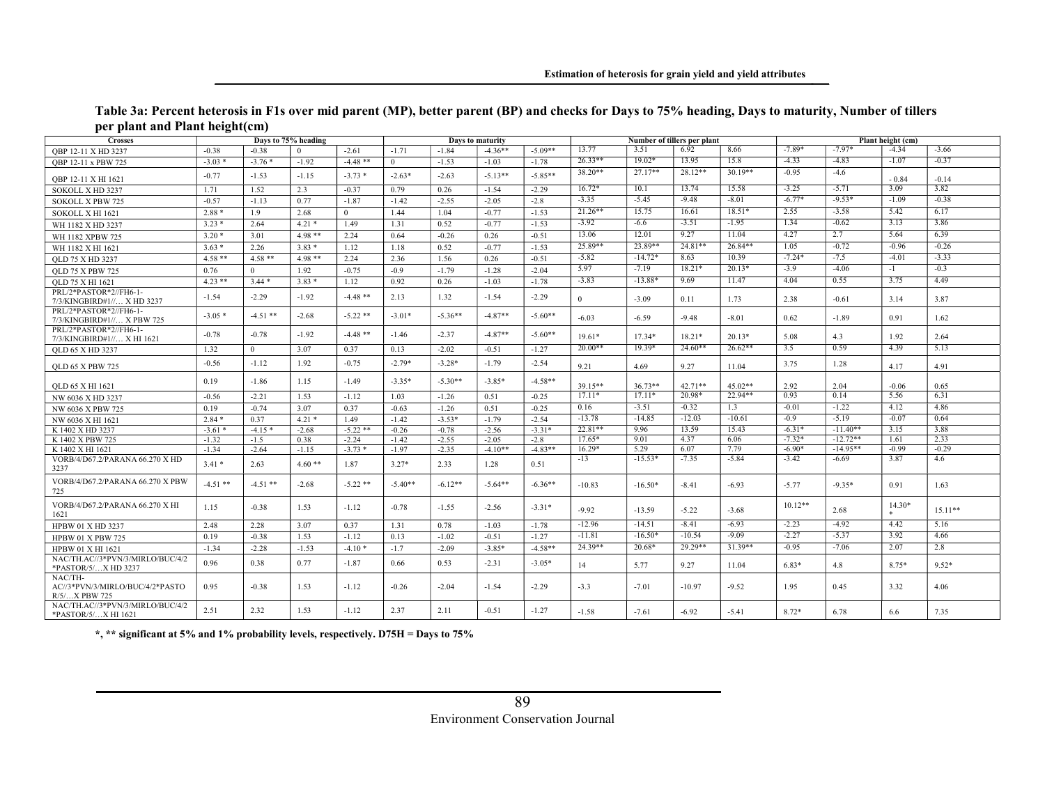**Table 3a: Percent heterosis in F1s over mid parent (MP), better parent (BP) and checks for Days to 75% heading, Days to maturity, Number of tillers per plant and Plant height(cm)**

| Crosses | Days to 75% heading | | | | Days to maturity | | | | Number of tillers per plant | | | | Plant height (cm) | | | |
|---|---|---|---|---|---|---|---|---|---|---|---|---|---|---|---|---|
| QBP 12-11 X HD 3237 | -0.38 | -0.38 | 0 | -2.61 | -1.71 | -1.84 | -4.36** | -5.09** | 13.77 | 3.51 | 6.92 | 8.66 | -7.89* | -7.97* | -4.34 | -3.66 |
| QBP 12-11 x PBW 725 | -3.03 * | -3.76 * | -1.92 | -4.48 ** | 0 | -1.53 | -1.03 | -1.78 | 26.33** | 19.02* | 13.95 | 15.8 | -4.33 | -4.83 | -1.07 | -0.37 |
| QBP 12-11 X HI 1621 | -0.77 | -1.53 | -1.15 | -3.73 * | -2.63* | -2.63 | -5.13** | -5.85** | 38.20** | 27.17** | 28.12** | 30.19** | -0.95 | -4.6 | - 0.84 | -0.14 |
| SOKOLL X HD 3237 | 1.71 | 1.52 | 2.3 | -0.37 | 0.79 | 0.26 | -1.54 | -2.29 | 16.72* | 10.1 | 13.74 | 15.58 | -3.25 | -5.71 | 3.09 | 3.82 |
| SOKOLL X PBW 725 | -0.57 | -1.13 | 0.77 | -1.87 | -1.42 | -2.55 | -2.05 | -2.8 | -3.35 | -5.45 | -9.48 | -8.01 | -6.77* | -9.53* | -1.09 | -0.38 |
| SOKOLL X HI 1621 | 2.88 * | 1.9 | 2.68 | 0 | 1.44 | 1.04 | -0.77 | -1.53 | 21.26** | 15.75 | 16.61 | 18.51* | 2.55 | -3.58 | 5.42 | 6.17 |
| WH 1182 X HD 3237 | 3.23 * | 2.64 | 4.21 * | 1.49 | 1.31 | 0.52 | -0.77 | -1.53 | -3.92 | -6.6 | -3.51 | -1.95 | 1.34 | -0.62 | 3.13 | 3.86 |
| WH 1182 XPBW 725 | 3.20 * | 3.01 | 4.98 ** | 2.24 | 0.64 | -0.26 | 0.26 | -0.51 | 13.06 | 12.01 | 9.27 | 11.04 | 4.27 | 2.7 | 5.64 | 6.39 |
| WH 1182 X HI 1621 | 3.63 * | 2.26 | 3.83 * | 1.12 | 1.18 | 0.52 | -0.77 | -1.53 | 25.89** | 23.89** | 24.81** | 26.84** | 1.05 | -0.72 | -0.96 | -0.26 |
| QLD 75 X HD 3237 | 4.58 ** | 4.58 ** | 4.98 ** | 2.24 | 2.36 | 1.56 | 0.26 | -0.51 | -5.82 | -14.72* | 8.63 | 10.39 | -7.24* | -7.5 | -4.01 | -3.33 |
| QLD 75 X PBW 725 | 0.76 | 0 | 1.92 | -0.75 | -0.9 | -1.79 | -1.28 | -2.04 | 5.97 | -7.19 | 18.21* | 20.13* | -3.9 | -4.06 | -1 | -0.3 |
| QLD 75 X HI 1621 | 4.23 ** | 3.44 * | 3.83 * | 1.12 | 0.92 | 0.26 | -1.03 | -1.78 | -3.83 | -13.88* | 9.69 | 11.47 | 4.04 | 0.55 | 3.75 | 4.49 |
| PRL/2*PASTOR*2//FH6-1-7/3/KINGBIRD#1//… X HD 3237 | -1.54 | -2.29 | -1.92 | -4.48 ** | 2.13 | 1.32 | -1.54 | -2.29 | 0 | -3.09 | 0.11 | 1.73 | 2.38 | -0.61 | 3.14 | 3.87 |
| PRL/2*PASTOR*2//FH6-1-7/3/KINGBIRD#1//… X PBW 725 | -3.05 * | -4.51 ** | -2.68 | -5.22 ** | -3.01* | -5.36** | -4.87** | -5.60** | -6.03 | -6.59 | -9.48 | -8.01 | 0.62 | -1.89 | 0.91 | 1.62 |
| PRL/2*PASTOR*2//FH6-1-7/3/KINGBIRD#1//… X HI 1621 | -0.78 | -0.78 | -1.92 | -4.48 ** | -1.46 | -2.37 | -4.87** | -5.60** | 19.61* | 17.34* | 18.21* | 20.13* | 5.08 | 4.3 | 1.92 | 2.64 |
| QLD 65 X HD 3237 | 1.32 | 0 | 3.07 | 0.37 | 0.13 | -2.02 | -0.51 | -1.27 | 20.00** | 19.39* | 24.60** | 26.62** | 3.5 | 0.59 | 4.39 | 5.13 |
| QLD 65 X PBW 725 | -0.56 | -1.12 | 1.92 | -0.75 | -2.79* | -3.28* | -1.79 | -2.54 | 9.21 | 4.69 | 9.27 | 11.04 | 3.75 | 1.28 | 4.17 | 4.91 |
| QLD 65 X HI 1621 | 0.19 | -1.86 | 1.15 | -1.49 | -3.35* | -5.30** | -3.85* | -4.58** | 39.15** | 36.73** | 42.71** | 45.02** | 2.92 | 2.04 | -0.06 | 0.65 |
| NW 6036 X HD 3237 | -0.56 | -2.21 | 1.53 | -1.12 | 1.03 | -1.26 | 0.51 | -0.25 | 17.11* | 17.11* | 20.98* | 22.94** | 0.93 | 0.14 | 5.56 | 6.31 |
| NW 6036 X PBW 725 | 0.19 | -0.74 | 3.07 | 0.37 | -0.63 | -1.26 | 0.51 | -0.25 | 0.16 | -3.51 | -0.32 | 1.3 | -0.01 | -1.22 | 4.12 | 4.86 |
| NW 6036 X HI 1621 | 2.84 * | 0.37 | 4.21 * | 1.49 | -1.42 | -3.53* | -1.79 | -2.54 | -13.78 | -14.85 | -12.03 | -10.61 | -0.9 | -5.19 | -0.07 | 0.64 |
| K 1402 X HD 3237 | -3.61 * | -4.15 * | -2.68 | -5.22 ** | -0.26 | -0.78 | -2.56 | -3.31* | 22.81** | 9.96 | 13.59 | 15.43 | -6.31* | -11.40** | 3.15 | 3.88 |
| K 1402 X PBW 725 | -1.32 | -1.5 | 0.38 | -2.24 | -1.42 | -2.55 | -2.05 | -2.8 | 17.65* | 9.01 | 4.37 | 6.06 | -7.32* | -12.72** | 1.61 | 2.33 |
| K 1402 X HI 1621 | -1.34 | -2.64 | -1.15 | -3.73 * | -1.97 | -2.35 | -4.10** | -4.83** | 16.29* | 5.29 | 6.07 | 7.79 | -6.90* | -14.95** | -0.99 | -0.29 |
| VORB/4/D67.2/PARANA 66.270 X HD 3237 | 3.41 * | 2.63 | 4.60 ** | 1.87 | 3.27* | 2.33 | 1.28 | 0.51 | -13 | -15.53* | -7.35 | -5.84 | -3.42 | -6.69 | 3.87 | 4.6 |
| VORB/4/D67.2/PARANA 66.270 X PBW 725 | -4.51 ** | -4.51 ** | -2.68 | -5.22 ** | -5.40** | -6.12** | -5.64** | -6.36** | -10.83 | -16.50* | -8.41 | -6.93 | -5.77 | -9.35* | 0.91 | 1.63 |
| VORB/4/D67.2/PARANA 66.270 X HI 1621 | 1.15 | -0.38 | 1.53 | -1.12 | -0.78 | -1.55 | -2.56 | -3.31* | -9.92 | -13.59 | -5.22 | -3.68 | 10.12** | 2.68 | 14.30** | 15.11** |
| HPBW 01 X HD 3237 | 2.48 | 2.28 | 3.07 | 0.37 | 1.31 | 0.78 | -1.03 | -1.78 | -12.96 | -14.51 | -8.41 | -6.93 | -2.23 | -4.92 | 4.42 | 5.16 |
| HPBW 01 X PBW 725 | 0.19 | -0.38 | 1.53 | -1.12 | 0.13 | -1.02 | -0.51 | -1.27 | -11.81 | -16.50* | -10.54 | -9.09 | -2.27 | -5.37 | 3.92 | 4.66 |
| HPBW 01 X HI 1621 | -1.34 | -2.28 | -1.53 | -4.10 * | -1.7 | -2.09 | -3.85* | -4.58** | 24.39** | 20.68* | 29.29** | 31.39** | -0.95 | -7.06 | 2.07 | 2.8 |
| NAC/TH.AC//3*PVN/3/MIRLO/BUC/4/2*PASTOR/5/…X HD 3237 | 0.96 | 0.38 | 0.77 | -1.87 | 0.66 | 0.53 | -2.31 | -3.05* | 14 | 5.77 | 9.27 | 11.04 | 6.83* | 4.8 | 8.75* | 9.52* |
| NAC/TH-AC//3*PVN/3/MIRLO/BUC/4/2*PASTOR/5/…X PBW 725 | 0.95 | -0.38 | 1.53 | -1.12 | -0.26 | -2.04 | -1.54 | -2.29 | -3.3 | -7.01 | -10.97 | -9.52 | 1.95 | 0.45 | 3.32 | 4.06 |
| NAC/TH.AC//3*PVN/3/MIRLO/BUC/4/2*PASTOR/5/…X HI 1621 | 2.51 | 2.32 | 1.53 | -1.12 | 2.37 | 2.11 | -0.51 | -1.27 | -1.58 | -7.61 | -6.92 | -5.41 | 8.72* | 6.78 | 6.6 | 7.35 |

**\*, \*\* significant at 5% and 1% probability levels, respectively. D75H = Days to 75%**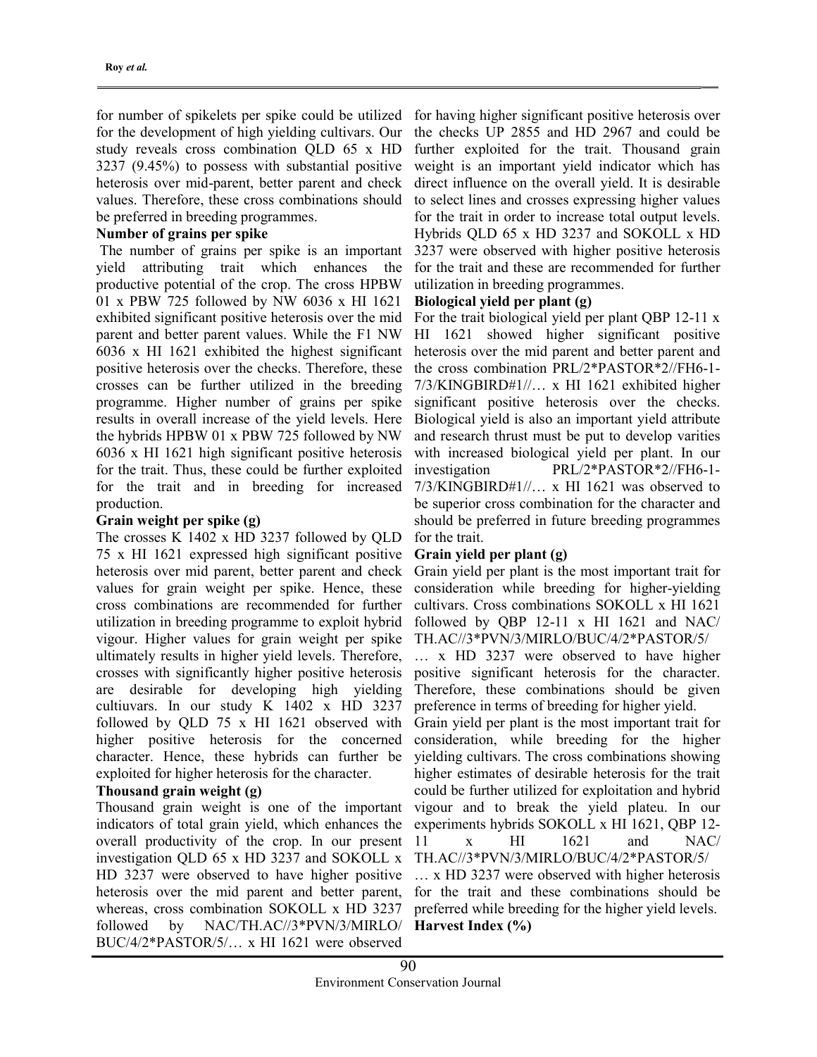for number of spikelets per spike could be utilized for the development of high yielding cultivars. Our study reveals cross combination QLD 65 x HD 3237 (9.45%) to possess with substantial positive heterosis over mid-parent, better parent and check values. Therefore, these cross combinations should be preferred in breeding programmes.

### Number of grains per spike

The number of grains per spike is an important yield attributing trait which enhances the productive potential of the crop. The cross HPBW 01 x PBW 725 followed by NW 6036 x HI 1621 exhibited significant positive heterosis over the mid parent and better parent values. While the F1 NW 6036 x HI 1621 exhibited the highest significant positive heterosis over the checks. Therefore, these crosses can be further utilized in the breeding programme. Higher number of grains per spike results in overall increase of the yield levels. Here the hybrids HPBW 01 x PBW 725 followed by NW 6036 x HI 1621 high significant positive heterosis for the trait. Thus, these could be further exploited for the trait and in breeding for increased production.

### Grain weight per spike (g)

The crosses K 1402 x HD 3237 followed by QLD 75 x HI 1621 expressed high significant positive heterosis over mid parent, better parent and check values for grain weight per spike. Hence, these cross combinations are recommended for further utilization in breeding programme to exploit hybrid vigour. Higher values for grain weight per spike ultimately results in higher yield levels. Therefore, crosses with significantly higher positive heterosis are desirable for developing high yielding cultiuvars. In our study K 1402 x HD 3237 followed by QLD 75 x HI 1621 observed with higher positive heterosis for the concerned character. Hence, these hybrids can further be exploited for higher heterosis for the character.

### Thousand grain weight (g)

Thousand grain weight is one of the important indicators of total grain yield, which enhances the overall productivity of the crop. In our present investigation QLD 65 x HD 3237 and SOKOLL x HD 3237 were observed to have higher positive heterosis over the mid parent and better parent, whereas, cross combination SOKOLL x HD 3237 followed by NAC/TH.AC//3*PVN/3/MIRLO/BUC/4/2*PASTOR/5/… x HI 1621 were observed for having higher significant positive heterosis over the checks UP 2855 and HD 2967 and could be further exploited for the trait. Thousand grain weight is an important yield indicator which has direct influence on the overall yield. It is desirable to select lines and crosses expressing higher values for the trait in order to increase total output levels. Hybrids QLD 65 x HD 3237 and SOKOLL x HD 3237 were observed with higher positive heterosis for the trait and these are recommended for further utilization in breeding programmes.

### Biological yield per plant (g)

For the trait biological yield per plant QBP 12-11 x HI 1621 showed higher significant positive heterosis over the mid parent and better parent and the cross combination PRL/2*PASTOR*2//FH6-1-7/3/KINGBIRD#1//… x HI 1621 exhibited higher significant positive heterosis over the checks. Biological yield is also an important yield attribute and research thrust must be put to develop varities with increased biological yield per plant. In our investigation PRL/2*PASTOR*2//FH6-1-7/3/KINGBIRD#1//… x HI 1621 was observed to be superior cross combination for the character and should be preferred in future breeding programmes for the trait.

### Grain yield per plant (g)

Grain yield per plant is the most important trait for consideration while breeding for higher-yielding cultivars. Cross combinations SOKOLL x HI 1621 followed by QBP 12-11 x HI 1621 and NAC/TH.AC//3*PVN/3/MIRLO/BUC/4/2*PASTOR/5/… x HD 3237 were observed to have higher positive significant heterosis for the character. Therefore, these combinations should be given preference in terms of breeding for higher yield.

Grain yield per plant is the most important trait for consideration, while breeding for the higher yielding cultivars. The cross combinations showing higher estimates of desirable heterosis for the trait could be further utilized for exploitation and hybrid vigour and to break the yield plateu. In our experiments hybrids SOKOLL x HI 1621, QBP 12-11 x HI 1621 and NAC/TH.AC//3*PVN/3/MIRLO/BUC/4/2*PASTOR/5/… x HD 3237 were observed with higher heterosis for the trait and these combinations should be preferred while breeding for the higher yield levels.

### Harvest Index (%)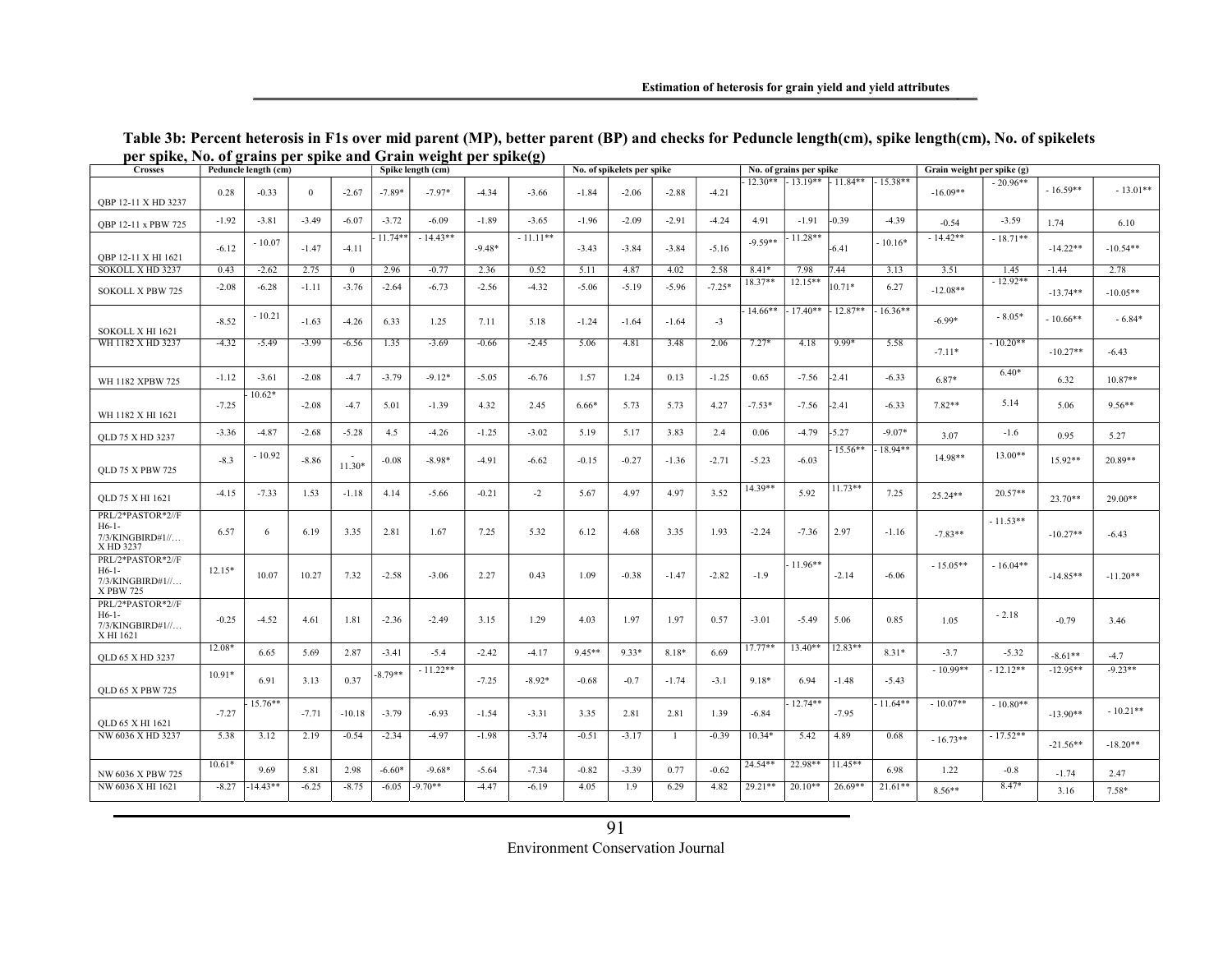**Table 3b: Percent heterosis in F1s over mid parent (MP), better parent (BP) and checks for Peduncle length(cm), spike length(cm), No. of spikelets per spike, No. of grains per spike and Grain weight per spike(g)**

| Crosses | Peduncle length (cm) | | | | Spike length (cm) | | | | No. of spikelets per spike | | | | No. of grains per spike | | | | Grain weight per spike (g) | | | |
|---|---|---|---|---|---|---|---|---|---|---|---|---|---|---|---|---|---|---|---|---|
| QBP 12-11 X HD 3237 | 0.28 | -0.33 | 0 | -2.67 | -7.89* | -7.97* | -4.34 | -3.66 | -1.84 | -2.06 | -2.88 | -4.21 | - 12.30** | - 13.19** | - 11.84** | - 15.38** | -16.09** | - 20.96** | - 16.59** | - 13.01** |
| QBP 12-11 x PBW 725 | -1.92 | -3.81 | -3.49 | -6.07 | -3.72 | -6.09 | -1.89 | -3.65 | -1.96 | -2.09 | -2.91 | -4.24 | 4.91 | -1.91 | -0.39 | -4.39 | -0.54 | -3.59 | 1.74 | 6.10 |
| QBP 12-11 X HI 1621 | -6.12 | - 10.07 | -1.47 | -4.11 | - 11.74** | - 14.43** | -9.48* | - 11.11** | -3.43 | -3.84 | -3.84 | -5.16 | -9.59** | - 11.28** | -6.41 | - 10.16* | - 14.42** | - 18.71** | -14.22** | -10.54** |
| SOKOLL X HD 3237 | 0.43 | -2.62 | 2.75 | 0 | 2.96 | -0.77 | 2.36 | 0.52 | 5.11 | 4.87 | 4.02 | 2.58 | 8.41* | 7.98 | 7.44 | 3.13 | 3.51 | 1.45 | -1.44 | 2.78 |
| SOKOLL X PBW 725 | -2.08 | -6.28 | -1.11 | -3.76 | -2.64 | -6.73 | -2.56 | -4.32 | -5.06 | -5.19 | -5.96 | -7.25* | 18.37** | 12.15** | 10.71* | 6.27 | -12.08** | - 12.92** | -13.74** | -10.05** |
| SOKOLL X HI 1621 | -8.52 | - 10.21 | -1.63 | -4.26 | 6.33 | 1.25 | 7.11 | 5.18 | -1.24 | -1.64 | -1.64 | -3 | - 14.66** | - 17.40** | - 12.87** | - 16.36** | -6.99* | - 8.05* | - 10.66** | - 6.84* |
| WH 1182 X HD 3237 | -4.32 | -5.49 | -3.99 | -6.56 | 1.35 | -3.69 | -0.66 | -2.45 | 5.06 | 4.81 | 3.48 | 2.06 | 7.27* | 4.18 | 9.99* | 5.58 | -7.11* | - 10.20** | -10.27** | -6.43 |
| WH 1182 XPBW 725 | -1.12 | -3.61 | -2.08 | -4.7 | -3.79 | -9.12* | -5.05 | -6.76 | 1.57 | 1.24 | 0.13 | -1.25 | 0.65 | -7.56 | -2.41 | -6.33 | 6.87* | 6.40* | 6.32 | 10.87** |
| WH 1182 X HI 1621 | -7.25 | - 10.62* | -2.08 | -4.7 | 5.01 | -1.39 | 4.32 | 2.45 | 6.66* | 5.73 | 5.73 | 4.27 | -7.53* | -7.56 | -2.41 | -6.33 | 7.82** | 5.14 | 5.06 | 9.56** |
| QLD 75 X HD 3237 | -3.36 | -4.87 | -2.68 | -5.28 | 4.5 | -4.26 | -1.25 | -3.02 | 5.19 | 5.17 | 3.83 | 2.4 | 0.06 | -4.79 | -5.27 | -9.07* | 3.07 | -1.6 | 0.95 | 5.27 |
| QLD 75 X PBW 725 | -8.3 | - 10.92 | -8.86 | - 11.30* | -0.08 | -8.98* | -4.91 | -6.62 | -0.15 | -0.27 | -1.36 | -2.71 | -5.23 | -6.03 | - 15.56** | - 18.94** | 14.98** | 13.00** | 15.92** | 20.89** |
| QLD 75 X HI 1621 | -4.15 | -7.33 | 1.53 | -1.18 | 4.14 | -5.66 | -0.21 | -2 | 5.67 | 4.97 | 4.97 | 3.52 | 14.39** | 5.92 | 11.73** | 7.25 | 25.24** | 20.57** | 23.70** | 29.00** |
| PRL/2*PASTOR*2//F H6-1-7/3/KINGBIRD#1//… X HD 3237 | 6.57 | 6 | 6.19 | 3.35 | 2.81 | 1.67 | 7.25 | 5.32 | 6.12 | 4.68 | 3.35 | 1.93 | -2.24 | -7.36 | 2.97 | -1.16 | -7.83** | - 11.53** | -10.27** | -6.43 |
| PRL/2*PASTOR*2//F H6-1-7/3/KINGBIRD#1//… X PBW 725 | 12.15* | 10.07 | 10.27 | 7.32 | -2.58 | -3.06 | 2.27 | 0.43 | 1.09 | -0.38 | -1.47 | -2.82 | -1.9 | - 11.96** | -2.14 | -6.06 | - 15.05** | - 16.04** | -14.85** | -11.20** |
| PRL/2*PASTOR*2//F H6-1-7/3/KINGBIRD#1//… X HI 1621 | -0.25 | -4.52 | 4.61 | 1.81 | -2.36 | -2.49 | 3.15 | 1.29 | 4.03 | 1.97 | 1.97 | 0.57 | -3.01 | -5.49 | 5.06 | 0.85 | 1.05 | - 2.18 | -0.79 | 3.46 |
| QLD 65 X HD 3237 | 12.08* | 6.65 | 5.69 | 2.87 | -3.41 | -5.4 | -2.42 | -4.17 | 9.45** | 9.33* | 8.18* | 6.69 | 17.77** | 13.40** | 12.83** | 8.31* | -3.7 | -5.32 | -8.61** | -4.7 |
| QLD 65 X PBW 725 | 10.91* | 6.91 | 3.13 | 0.37 | -8.79** | - 11.22** | -7.25 | -8.92* | -0.68 | -0.7 | -1.74 | -3.1 | 9.18* | 6.94 | -1.48 | -5.43 | - 10.99** | - 12.12** | -12.95** | -9.23** |
| QLD 65 X HI 1621 | -7.27 | - 15.76** | -7.71 | -10.18 | -3.79 | -6.93 | -1.54 | -3.31 | 3.35 | 2.81 | 2.81 | 1.39 | -6.84 | - 12.74** | -7.95 | - 11.64** | - 10.07** | - 10.80** | -13.90** | - 10.21** |
| NW 6036 X HD 3237 | 5.38 | 3.12 | 2.19 | -0.54 | -2.34 | -4.97 | -1.98 | -3.74 | -0.51 | -3.17 | 1 | -0.39 | 10.34* | 5.42 | 4.89 | 0.68 | - 16.73** | - 17.52** | -21.56** | -18.20** |
| NW 6036 X PBW 725 | 10.61* | 9.69 | 5.81 | 2.98 | -6.60* | -9.68* | -5.64 | -7.34 | -0.82 | -3.39 | 0.77 | -0.62 | 24.54** | 22.98** | 11.45** | 6.98 | 1.22 | -0.8 | -1.74 | 2.47 |
| NW 6036 X HI 1621 | -8.27 | -14.43** | -6.25 | -8.75 | -6.05 | -9.70** | -4.47 | -6.19 | 4.05 | 1.9 | 6.29 | 4.82 | 29.21** | 20.10** | 26.69** | 21.61** | 8.56** | 8.47* | 3.16 | 7.58* |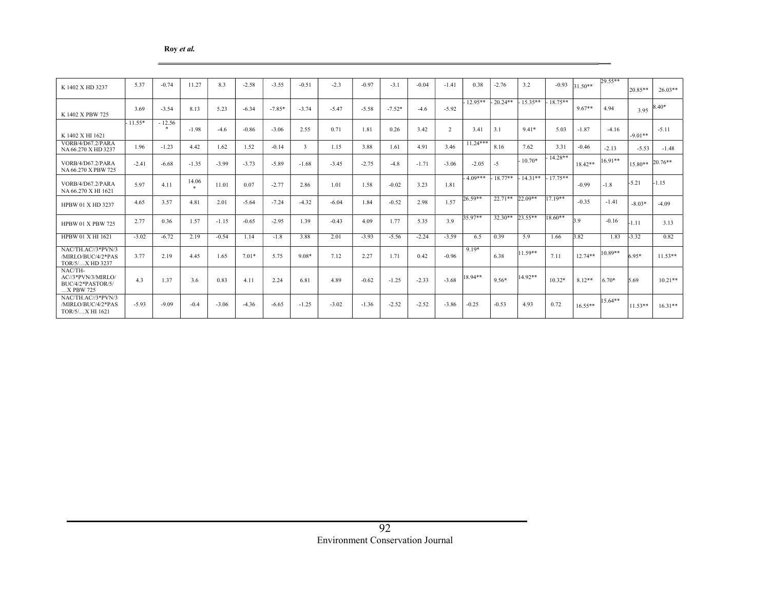| | | | | | | | | | | | | | | | | | | | |
|---|---|---|---|---|---|---|---|---|---|---|---|---|---|---|---|---|---|---|---|
| K 1402 X HD 3237 | 5.37 | -0.74 | 11.27 | 8.3 | -2.58 | -3.55 | -0.51 | -2.3 | -0.97 | -3.1 | -0.04 | -1.41 | 0.38 | -2.76 | 3.2 | -0.93 | 31.50** | 29.55** | 20.85** | 26.03** |
| K 1402 X PBW 725 | 3.69 | -3.54 | 8.13 | 5.23 | -6.34 | -7.85* | -3.74 | -5.47 | -5.58 | -7.52* | -4.6 | -5.92 | - 12.95** | - 20.24** | - 15.35** | - 18.75** | 9.67** | 4.94 | 3.95 | 8.40* |
| K 1402 X HI 1621 | - 11.55* | - 12.56 * | -1.98 | -4.6 | -0.86 | -3.06 | 2.55 | 0.71 | 1.81 | 0.26 | 3.42 | 2 | 3.41 | 3.1 | 9.41* | 5.03 | -1.87 | -4.16 | -9.01** | -5.11 |
| VORB/4/D67.2/PARA NA 66.270 X HD 3237 | 1.96 | -1.23 | 4.42 | 1.62 | 1.52 | -0.14 | 3 | 1.15 | 3.88 | 1.61 | 4.91 | 3.46 | 11.24*** | 8.16 | 7.62 | 3.31 | -0.46 | -2.13 | -5.53 | -1.48 |
| VORB/4/D67.2/PARA NA 66.270 X PBW 725 | -2.41 | -6.68 | -1.35 | -3.99 | -3.73 | -5.89 | -1.68 | -3.45 | -2.75 | -4.8 | -1.71 | -3.06 | -2.05 | -5 | - 10.70* | - 14.28** | 18.42** | 16.91** | 15.80** | 20.76** |
| VORB/4/D67.2/PARA NA 66.270 X HI 1621 | 5.97 | 4.11 | 14.06 * | 11.01 | 0.07 | -2.77 | 2.86 | 1.01 | 1.58 | -0.02 | 3.23 | 1.81 | - 4.09*** | - 18.77** | - 14.31** | - 17.75** | -0.99 | -1.8 | -5.21 | -1.15 |
| HPBW 01 X HD 3237 | 4.65 | 3.57 | 4.81 | 2.01 | -5.64 | -7.24 | -4.32 | -6.04 | 1.84 | -0.52 | 2.98 | 1.57 | 26.59** | 22.71** | 22.09** | 17.19** | -0.35 | -1.41 | -8.03* | -4.09 |
| HPBW 01 X PBW 725 | 2.77 | 0.36 | 1.57 | -1.15 | -0.65 | -2.95 | 1.39 | -0.43 | 4.09 | 1.77 | 5.35 | 3.9 | 35.97** | 32.30** | 23.55** | 18.60** | 3.9 | -0.16 | -1.11 | 3.13 |
| HPBW 01 X HI 1621 | -3.02 | -6.72 | 2.19 | -0.54 | 1.14 | -1.8 | 3.88 | 2.01 | -3.93 | -5.56 | -2.24 | -3.59 | 6.5 | 0.39 | 5.9 | 1.66 | 3.82 | 1.83 | -3.32 | 0.82 |
| NAC/TH.AC//3*PVN/3 /MIRLO/BUC/4/2*PAS TOR/5/…X HD 3237 | 3.77 | 2.19 | 4.45 | 1.65 | 7.01* | 5.75 | 9.08* | 7.12 | 2.27 | 1.71 | 0.42 | -0.96 | 9.19* | 6.38 | 11.59** | 7.11 | 12.74** | 10.89** | 6.95* | 11.53** |
| NAC/TH-AC//3*PVN/3/MIRLO/ BUC/4/2*PASTOR/5/ …X PBW 725 | 4.3 | 1.37 | 3.6 | 0.83 | 4.11 | 2.24 | 6.81 | 4.89 | -0.62 | -1.25 | -2.33 | -3.68 | 18.94** | 9.56* | 14.92** | 10.32* | 8.12** | 6.70* | 5.69 | 10.21** |
| NAC/TH.AC//3*PVN/3 /MIRLO/BUC/4/2*PAS TOR/5/…X HI 1621 | -5.93 | -9.09 | -0.4 | -3.06 | -4.36 | -6.65 | -1.25 | -3.02 | -1.36 | -2.52 | -2.52 | -3.86 | -0.25 | -0.53 | 4.93 | 0.72 | 16.55** | 15.64** | 11.53** | 16.31** |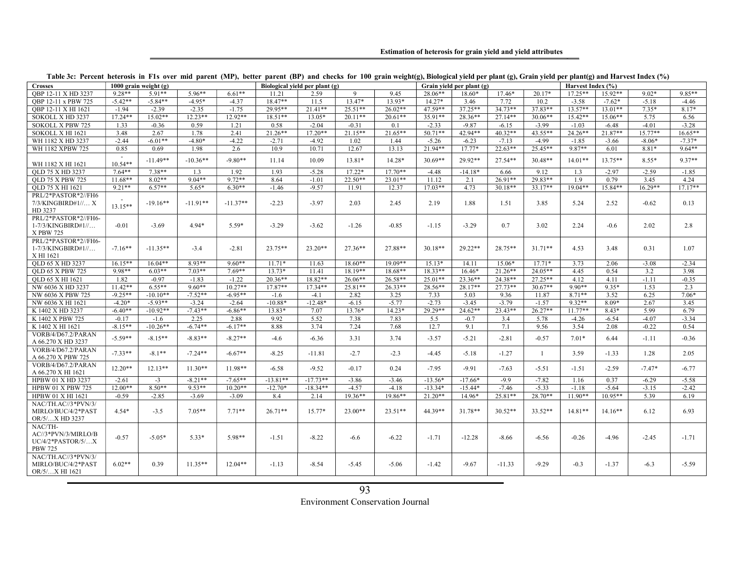Table 3c: Percent heterosis in F1s over mid parent (MP), better parent (BP) and checks for 100 grain weight(g), Biological yield per plant (g), Grain yield per plant(g) and Harvest Index (%)

| Crosses | 1000 grain weight (g) | | | | Biological yield per plant (g) | | | | Grain yield per plant (g) | | | | Harvest Index (%) | | | |
|---|---|---|---|---|---|---|---|---|---|---|---|---|---|---|---|---|
| QBP 12-11 X HD 3237 | 9.28** | 5.91** | 5.96** | 6.61** | 11.21 | 2.59 | 9 | 9.45 | 28.06** | 18.60* | 17.46* | 20.17* | 17.25** | 15.92** | 9.02* | 9.85** |
| QBP 12-11 x PBW 725 | -5.42** | -5.84** | -4.95* | -4.37 | 18.47** | 11.5 | 13.47* | 13.93* | 14.27* | 3.46 | 7.72 | 10.2 | -3.58 | -7.62* | -5.18 | -4.46 |
| QBP 12-11 X HI 1621 | -1.94 | -2.39 | -2.35 | -1.75 | 29.95** | 21.41** | 25.51** | 26.02** | 47.59** | 37.25** | 34.73** | 37.83** | 13.57** | 13.01** | 7.35* | 8.17* |
| SOKOLL X HD 3237 | 17.24** | 15.02** | 12.23** | 12.92** | 18.51** | 13.05* | 20.11** | 20.61** | 35.91** | 28.36** | 27.14** | 30.06** | 15.42** | 15.06** | 5.75 | 6.56 |
| SOKOLL X PBW 725 | 1.33 | -0.36 | 0.59 | 1.21 | 0.58 | -2.04 | -0.31 | 0.1 | -2.33 | -9.87 | -6.15 | -3.99 | -1.03 | -6.48 | -4.01 | -3.28 |
| SOKOLL X HI 1621 | 3.48 | 2.67 | 1.78 | 2.41 | 21.26** | 17.20** | 21.15** | 21.65** | 50.71** | 42.94** | 40.32** | 43.55** | 24.26** | 21.87** | 15.77** | 16.65** |
| WH 1182 X HD 3237 | -2.44 | -6.01** | -4.80* | -4.22 | -2.71 | -4.92 | 1.02 | 1.44 | -5.26 | -6.23 | -7.13 | -4.99 | -1.85 | -3.66 | -8.06* | -7.37* |
| WH 1182 XPBW 725 | 0.85 | 0.69 | 1.98 | 2.6 | 10.9 | 10.71 | 12.67 | 13.13 | 21.94** | 17.77* | 22.63** | 25.45** | 9.87** | 6.01 | 8.81* | 9.64** |
| WH 1182 X HI 1621 | -10.54** | -11.49** | -10.36** | -9.80** | 11.14 | 10.09 | 13.81* | 14.28* | 30.69** | 29.92** | 27.54** | 30.48** | 14.01** | 13.75** | 8.55* | 9.37** |
| QLD 75 X HD 3237 | 7.64** | 7.38** | 1.3 | 1.92 | 1.93 | -5.28 | 17.22* | 17.70** | -4.48 | -14.18* | 6.66 | 9.12 | 1.3 | -2.97 | -2.59 | -1.85 |
| QLD 75 X PBW 725 | 11.68** | 8.02** | 9.04** | 9.72** | 8.64 | -1.01 | 22.50** | 23.01** | 11.12 | 2.1 | 26.91** | 29.83** | 1.9 | 0.79 | 3.45 | 4.24 |
| QLD 75 X HI 1621 | 9.21** | 6.57** | 5.65* | 6.30** | -1.46 | -9.57 | 11.91 | 12.37 | 17.03** | 4.73 | 30.18** | 33.17** | 19.04** | 15.84** | 16.29** | 17.17** |
| PRL/2*PASTOR*2//FH6 7/3/KINGBIRD#1//… X HD 3237 | -13.15** | -19.16** | -11.91** | -11.37** | -2.23 | -3.97 | 2.03 | 2.45 | 2.19 | 1.88 | 1.51 | 3.85 | 5.24 | 2.52 | -0.62 | 0.13 |
| PRL/2*PASTOR*2//FH6-1-7/3/KINGBIRD#1//… X PBW 725 | -0.01 | -3.69 | 4.94* | 5.59* | -3.29 | -3.62 | -1.26 | -0.85 | -1.15 | -3.29 | 0.7 | 3.02 | 2.24 | -0.6 | 2.02 | 2.8 |
| PRL/2*PASTOR*2//FH6-1-7/3/KINGBIRD#1//… X HI 1621 | -7.16** | -11.35** | -3.4 | -2.81 | 23.75** | 23.20** | 27.36** | 27.88** | 30.18** | 29.22** | 28.75** | 31.71** | 4.53 | 3.48 | 0.31 | 1.07 |
| QLD 65 X HD 3237 | 16.15** | 16.04** | 8.93** | 9.60** | 11.71* | 11.63 | 18.60** | 19.09** | 15.13* | 14.11 | 15.06* | 17.71* | 3.73 | 2.06 | -3.08 | -2.34 |
| QLD 65 X PBW 725 | 9.98** | 6.03** | 7.03** | 7.69** | 13.73* | 11.41 | 18.19** | 18.68** | 18.33** | 16.46* | 21.26** | 24.05** | 4.45 | 0.54 | 3.2 | 3.98 |
| QLD 65 X HI 1621 | 1.82 | -0.97 | -1.83 | -1.22 | 20.36** | 18.82** | 26.06** | 26.58** | 25.01** | 23.36** | 24.38** | 27.25** | 4.12 | 4.11 | -1.11 | -0.35 |
| NW 6036 X HD 3237 | 11.42** | 6.55** | 9.60** | 10.27** | 17.87** | 17.34** | 25.81** | 26.33** | 28.56** | 28.17** | 27.73** | 30.67** | 9.90** | 9.35* | 1.53 | 2.3 |
| NW 6036 X PBW 725 | -9.25** | -10.10** | -7.52** | -6.95** | -1.6 | -4.1 | 2.82 | 3.25 | 7.33 | 5.03 | 9.36 | 11.87 | 8.71** | 3.52 | 6.25 | 7.06* |
| NW 6036 X HI 1621 | -4.20* | -5.93** | -3.24 | -2.64 | -10.88* | -12.48* | -6.15 | -5.77 | -2.73 | -3.45 | -3.79 | -1.57 | 9.32** | 8.09* | 2.67 | 3.45 |
| K 1402 X HD 3237 | -6.40** | -10.92** | -7.43** | -6.86** | 13.83* | 7.07 | 13.76* | 14.23* | 29.29** | 24.62** | 23.43** | 26.27** | 11.77** | 8.43* | 5.99 | 6.79 |
| K 1402 X PBW 725 | -0.17 | -1.6 | 2.25 | 2.88 | 9.92 | 5.52 | 7.38 | 7.83 | 5.5 | -0.7 | 3.4 | 5.78 | -4.26 | -6.54 | -4.07 | -3.34 |
| K 1402 X HI 1621 | -8.15** | -10.26** | -6.74** | -6.17** | 8.88 | 3.74 | 7.24 | 7.68 | 12.7 | 9.1 | 7.1 | 9.56 | 3.54 | 2.08 | -0.22 | 0.54 |
| VORB/4/D67.2/PARANA 66.270 X HD 3237 | -5.59** | -8.15** | -8.83** | -8.27** | -4.6 | -6.36 | 3.31 | 3.74 | -3.57 | -5.21 | -2.81 | -0.57 | 7.01* | 6.44 | -1.11 | -0.36 |
| VORB/4/D67.2/PARANA 66.270 X PBW 725 | -7.33** | -8.1** | -7.24** | -6.67** | -8.25 | -11.81 | -2.7 | -2.3 | -4.45 | -5.18 | -1.27 | 1 | 3.59 | -1.33 | 1.28 | 2.05 |
| VORB/4/D67.2/PARANA 66.270 X HI 1621 | 12.20** | 12.13** | 11.30** | 11.98** | -6.58 | -9.52 | -0.17 | 0.24 | -7.95 | -9.91 | -7.63 | -5.51 | -1.51 | -2.59 | -7.47* | -6.77 |
| HPBW 01 X HD 3237 | -2.61 | -3 | -8.21** | -7.65** | -13.81** | -17.73** | -3.86 | -3.46 | -13.56* | -17.66* | -9.9 | -7.82 | 1.16 | 0.37 | -6.29 | -5.58 |
| HPBW 01 X PBW 725 | 12.00** | 8.50** | 9.53** | 10.20** | -12.70* | -18.34** | -4.57 | -4.18 | -13.34* | -15.44* | -7.46 | -5.33 | -1.18 | -5.64 | -3.15 | -2.42 |
| HPBW 01 X HI 1621 | -0.59 | -2.85 | -3.69 | -3.09 | 8.4 | 2.14 | 19.36** | 19.86** | 21.20** | 14.96* | 25.81** | 28.70** | 11.90** | 10.95** | 5.39 | 6.19 |
| NAC/TH.AC//3*PVN/3/MIRLO/BUC/4/2*PASTOR/5/…X HD 3237 | 4.54* | -3.5 | 7.05** | 7.71** | 26.71** | 15.77* | 23.00** | 23.51** | 44.39** | 31.78** | 30.52** | 33.52** | 14.81** | 14.16** | 6.12 | 6.93 |
| NAC/TH-AC//3*PVN/3/MIRLO/BUC/4/2*PASTOR/5/…X PBW 725 | -0.57 | -5.05* | 5.33* | 5.98** | -1.51 | -8.22 | -6.6 | -6.22 | -1.71 | -12.28 | -8.66 | -6.56 | -0.26 | -4.96 | -2.45 | -1.71 |
| NAC/TH.AC//3*PVN/3/MIRLO/BUC/4/2*PASTOR/5/…X HI 1621 | 6.02** | 0.39 | 11.35** | 12.04** | -1.13 | -8.54 | -5.45 | -5.06 | -1.42 | -9.67 | -11.33 | -9.29 | -0.3 | -1.37 | -6.3 | -5.59 |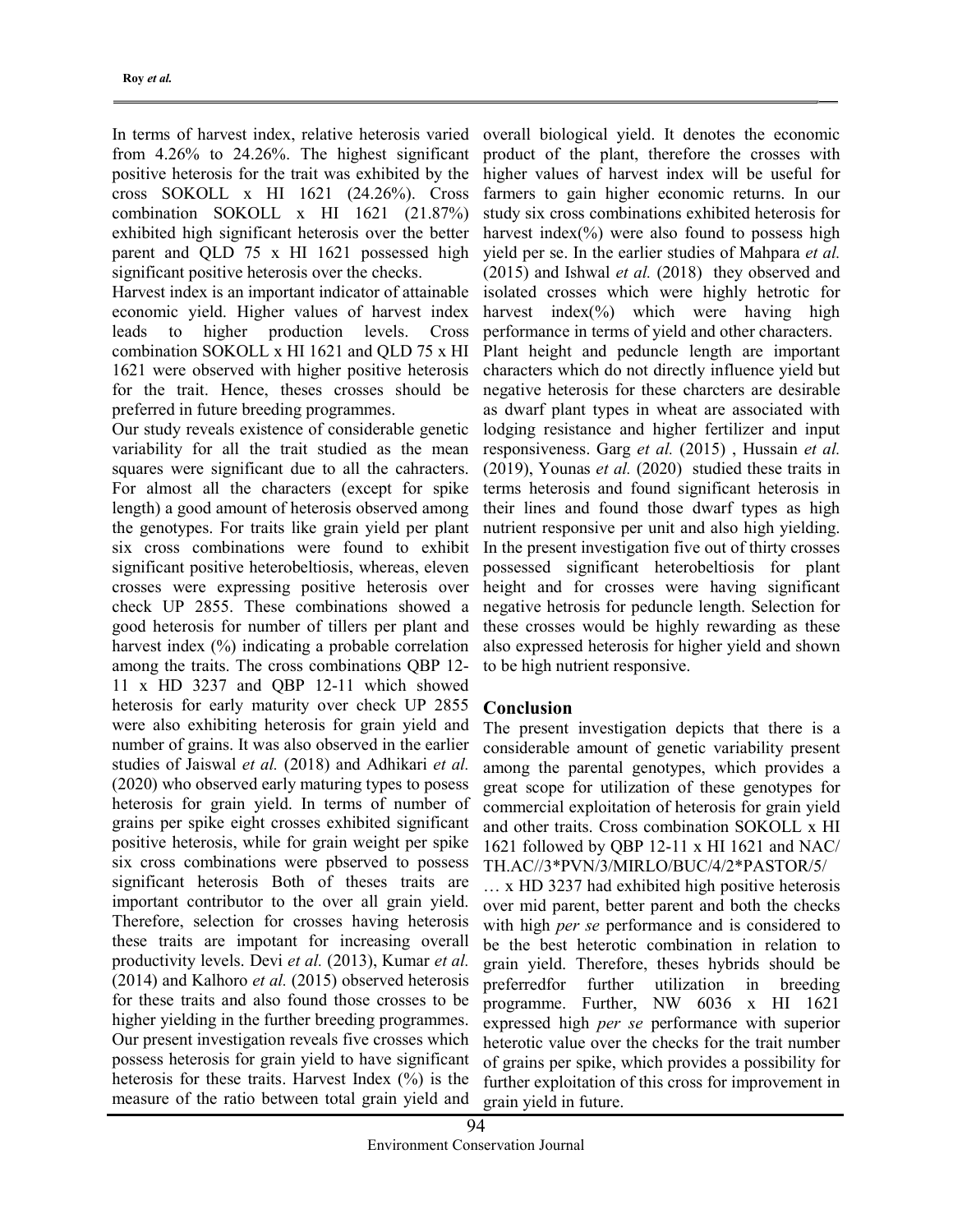In terms of harvest index, relative heterosis varied from 4.26% to 24.26%. The highest significant positive heterosis for the trait was exhibited by the cross SOKOLL x HI 1621 (24.26%). Cross combination SOKOLL x HI 1621 (21.87%) exhibited high significant heterosis over the better parent and QLD 75 x HI 1621 possessed high significant positive heterosis over the checks.

Harvest index is an important indicator of attainable economic yield. Higher values of harvest index leads to higher production levels. Cross combination SOKOLL x HI 1621 and QLD 75 x HI 1621 were observed with higher positive heterosis for the trait. Hence, theses crosses should be preferred in future breeding programmes.

Our study reveals existence of considerable genetic variability for all the trait studied as the mean squares were significant due to all the cahracters. For almost all the characters (except for spike length) a good amount of heterosis observed among the genotypes. For traits like grain yield per plant six cross combinations were found to exhibit significant positive heterobeltiosis, whereas, eleven crosses were expressing positive heterosis over check UP 2855. These combinations showed a good heterosis for number of tillers per plant and harvest index (%) indicating a probable correlation among the traits. The cross combinations QBP 12-11 x HD 3237 and QBP 12-11 which showed heterosis for early maturity over check UP 2855 were also exhibiting heterosis for grain yield and number of grains. It was also observed in the earlier studies of Jaiswal *et al.* (2018) and Adhikari *et al.* (2020) who observed early maturing types to posess heterosis for grain yield. In terms of number of grains per spike eight crosses exhibited significant positive heterosis, while for grain weight per spike six cross combinations were pbserved to possess significant heterosis Both of theses traits are important contributor to the over all grain yield. Therefore, selection for crosses having heterosis these traits are impotant for increasing overall productivity levels. Devi *et al.* (2013), Kumar *et al.* (2014) and Kalhoro *et al.* (2015) observed heterosis for these traits and also found those crosses to be higher yielding in the further breeding programmes. Our present investigation reveals five crosses which possess heterosis for grain yield to have significant heterosis for these traits. Harvest Index (%) is the measure of the ratio between total grain yield and overall biological yield. It denotes the economic product of the plant, therefore the crosses with higher values of harvest index will be useful for farmers to gain higher economic returns. In our study six cross combinations exhibited heterosis for harvest index(%) were also found to possess high yield per se. In the earlier studies of Mahpara *et al.* (2015) and Ishwal *et al.* (2018) they observed and isolated crosses which were highly hetrotic for harvest index(%) which were having high performance in terms of yield and other characters.

Plant height and peduncle length are important characters which do not directly influence yield but negative heterosis for these charcters are desirable as dwarf plant types in wheat are associated with lodging resistance and higher fertilizer and input responsiveness. Garg *et al.* (2015) , Hussain *et al.* (2019), Younas *et al.* (2020) studied these traits in terms heterosis and found significant heterosis in their lines and found those dwarf types as high nutrient responsive per unit and also high yielding. In the present investigation five out of thirty crosses possessed significant heterobeltiosis for plant height and for crosses were having significant negative hetrosis for peduncle length. Selection for these crosses would be highly rewarding as these also expressed heterosis for higher yield and shown to be high nutrient responsive.

## Conclusion

The present investigation depicts that there is a considerable amount of genetic variability present among the parental genotypes, which provides a great scope for utilization of these genotypes for commercial exploitation of heterosis for grain yield and other traits. Cross combination SOKOLL x HI 1621 followed by QBP 12-11 x HI 1621 and NAC/TH.AC//3*PVN/3/MIRLO/BUC/4/2*PASTOR/5/ … x HD 3237 had exhibited high positive heterosis over mid parent, better parent and both the checks with high *per se* performance and is considered to be the best heterotic combination in relation to grain yield. Therefore, theses hybrids should be preferredfor further utilization in breeding programme. Further, NW 6036 x HI 1621 expressed high *per se* performance with superior heterotic value over the checks for the trait number of grains per spike, which provides a possibility for further exploitation of this cross for improvement in grain yield in future.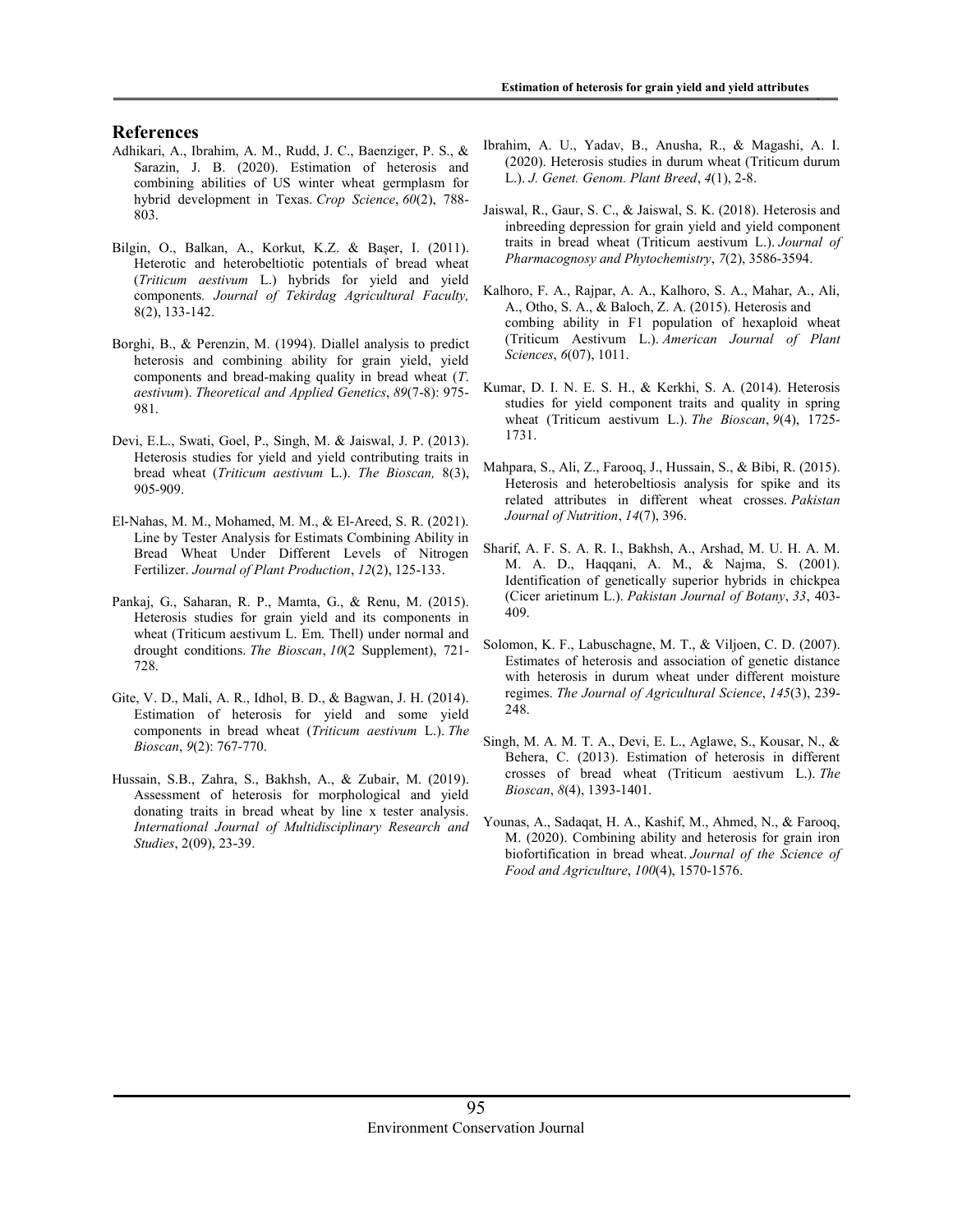## References

Adhikari, A., Ibrahim, A. M., Rudd, J. C., Baenziger, P. S., & Sarazin, J. B. (2020). Estimation of heterosis and combining abilities of US winter wheat germplasm for hybrid development in Texas. *Crop Science*, *60*(2), 788-803.

Bilgin, O., Balkan, A., Korkut, K.Z. & Başer, I. (2011). Heterotic and heterobeltiotic potentials of bread wheat (*Triticum aestivum* L.) hybrids for yield and yield components*. Journal of Tekirdag Agricultural Faculty,* 8(2), 133-142.

Borghi, B., & Perenzin, M. (1994). Diallel analysis to predict heterosis and combining ability for grain yield, yield components and bread-making quality in bread wheat (*T. aestivum*). *Theoretical and Applied Genetics*, *89*(7-8): 975-981.

Devi, E.L., Swati, Goel, P., Singh, M. & Jaiswal, J. P. (2013). Heterosis studies for yield and yield contributing traits in bread wheat (*Triticum aestivum* L.). *The Bioscan,* 8(3), 905-909.

El-Nahas, M. M., Mohamed, M. M., & El-Areed, S. R. (2021). Line by Tester Analysis for Estimats Combining Ability in Bread Wheat Under Different Levels of Nitrogen Fertilizer. *Journal of Plant Production*, *12*(2), 125-133.

Pankaj, G., Saharan, R. P., Mamta, G., & Renu, M. (2015). Heterosis studies for grain yield and its components in wheat (Triticum aestivum L. Em. Thell) under normal and drought conditions. *The Bioscan*, *10*(2 Supplement), 721-728.

Gite, V. D., Mali, A. R., Idhol, B. D., & Bagwan, J. H. (2014). Estimation of heterosis for yield and some yield components in bread wheat (*Triticum aestivum* L.). *The Bioscan*, *9*(2): 767-770.

Hussain, S.B., Zahra, S., Bakhsh, A., & Zubair, M. (2019). Assessment of heterosis for morphological and yield donating traits in bread wheat by line x tester analysis. *International Journal of Multidisciplinary Research and Studies*, 2(09), 23-39.

Ibrahim, A. U., Yadav, B., Anusha, R., & Magashi, A. I. (2020). Heterosis studies in durum wheat (Triticum durum L.). *J. Genet. Genom. Plant Breed*, *4*(1), 2-8.

Jaiswal, R., Gaur, S. C., & Jaiswal, S. K. (2018). Heterosis and inbreeding depression for grain yield and yield component traits in bread wheat (Triticum aestivum L.). *Journal of Pharmacognosy and Phytochemistry*, *7*(2), 3586-3594.

Kalhoro, F. A., Rajpar, A. A., Kalhoro, S. A., Mahar, A., Ali, A., Otho, S. A., & Baloch, Z. A. (2015). Heterosis and combing ability in F1 population of hexaploid wheat (Triticum Aestivum L.). *American Journal of Plant Sciences*, *6*(07), 1011.

Kumar, D. I. N. E. S. H., & Kerkhi, S. A. (2014). Heterosis studies for yield component traits and quality in spring wheat (Triticum aestivum L.). *The Bioscan*, *9*(4), 1725-1731.

Mahpara, S., Ali, Z., Farooq, J., Hussain, S., & Bibi, R. (2015). Heterosis and heterobeltiosis analysis for spike and its related attributes in different wheat crosses. *Pakistan Journal of Nutrition*, *14*(7), 396.

Sharif, A. F. S. A. R. I., Bakhsh, A., Arshad, M. U. H. A. M. M. A. D., Haqqani, A. M., & Najma, S. (2001). Identification of genetically superior hybrids in chickpea (Cicer arietinum L.). *Pakistan Journal of Botany*, *33*, 403-409.

Solomon, K. F., Labuschagne, M. T., & Viljoen, C. D. (2007). Estimates of heterosis and association of genetic distance with heterosis in durum wheat under different moisture regimes. *The Journal of Agricultural Science*, *145*(3), 239-248.

Singh, M. A. M. T. A., Devi, E. L., Aglawe, S., Kousar, N., & Behera, C. (2013). Estimation of heterosis in different crosses of bread wheat (Triticum aestivum L.). *The Bioscan*, *8*(4), 1393-1401.

Younas, A., Sadaqat, H. A., Kashif, M., Ahmed, N., & Farooq, M. (2020). Combining ability and heterosis for grain iron biofortification in bread wheat. *Journal of the Science of Food and Agriculture*, *100*(4), 1570-1576.